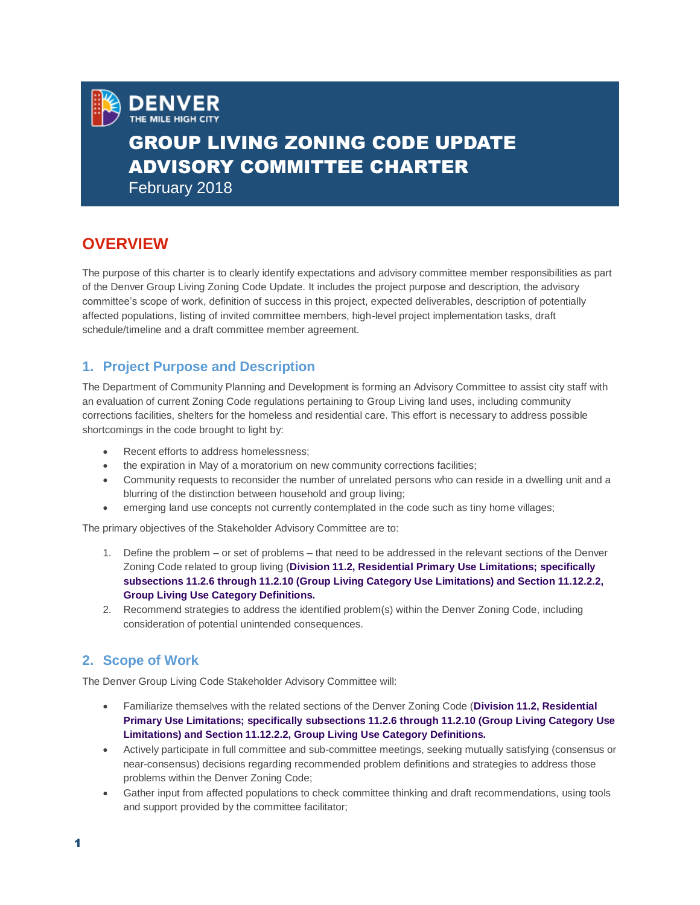DENVER
THE MILE HIGH CITY

# GROUP LIVING ZONING CODE UPDATE ADVISORY COMMITTEE CHARTER

February 2018

## OVERVIEW

The purpose of this charter is to clearly identify expectations and advisory committee member responsibilities as part of the Denver Group Living Zoning Code Update. It includes the project purpose and description, the advisory committee's scope of work, definition of success in this project, expected deliverables, description of potentially affected populations, listing of invited committee members, high-level project implementation tasks, draft schedule/timeline and a draft committee member agreement.

### 1. Project Purpose and Description

The Department of Community Planning and Development is forming an Advisory Committee to assist city staff with an evaluation of current Zoning Code regulations pertaining to Group Living land uses, including community corrections facilities, shelters for the homeless and residential care. This effort is necessary to address possible shortcomings in the code brought to light by:

- Recent efforts to address homelessness;
- the expiration in May of a moratorium on new community corrections facilities;
- Community requests to reconsider the number of unrelated persons who can reside in a dwelling unit and a blurring of the distinction between household and group living;
- emerging land use concepts not currently contemplated in the code such as tiny home villages;

The primary objectives of the Stakeholder Advisory Committee are to:

1. Define the problem – or set of problems – that need to be addressed in the relevant sections of the Denver Zoning Code related to group living (**Division 11.2, Residential Primary Use Limitations; specifically subsections 11.2.6 through 11.2.10 (Group Living Category Use Limitations) and Section 11.12.2.2, Group Living Use Category Definitions.**
2. Recommend strategies to address the identified problem(s) within the Denver Zoning Code, including consideration of potential unintended consequences.

### 2. Scope of Work

The Denver Group Living Code Stakeholder Advisory Committee will:

- Familiarize themselves with the related sections of the Denver Zoning Code (**Division 11.2, Residential Primary Use Limitations; specifically subsections 11.2.6 through 11.2.10 (Group Living Category Use Limitations) and Section 11.12.2.2, Group Living Use Category Definitions.**
- Actively participate in full committee and sub-committee meetings, seeking mutually satisfying (consensus or near-consensus) decisions regarding recommended problem definitions and strategies to address those problems within the Denver Zoning Code;
- Gather input from affected populations to check committee thinking and draft recommendations, using tools and support provided by the committee facilitator;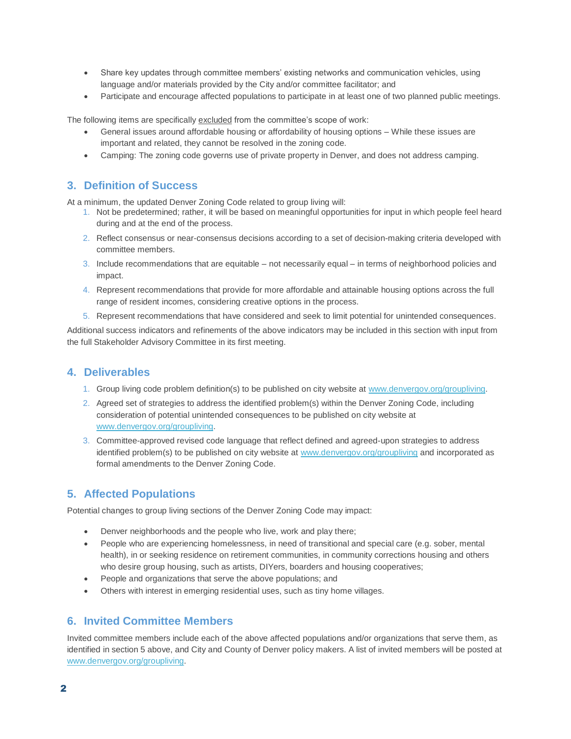- Share key updates through committee members' existing networks and communication vehicles, using language and/or materials provided by the City and/or committee facilitator; and
- Participate and encourage affected populations to participate in at least one of two planned public meetings.

The following items are specifically excluded from the committee's scope of work:

- General issues around affordable housing or affordability of housing options – While these issues are important and related, they cannot be resolved in the zoning code.
- Camping: The zoning code governs use of private property in Denver, and does not address camping.

## 3. Definition of Success

At a minimum, the updated Denver Zoning Code related to group living will:

1. Not be predetermined; rather, it will be based on meaningful opportunities for input in which people feel heard during and at the end of the process.
2. Reflect consensus or near-consensus decisions according to a set of decision-making criteria developed with committee members.
3. Include recommendations that are equitable – not necessarily equal – in terms of neighborhood policies and impact.
4. Represent recommendations that provide for more affordable and attainable housing options across the full range of resident incomes, considering creative options in the process.
5. Represent recommendations that have considered and seek to limit potential for unintended consequences.

Additional success indicators and refinements of the above indicators may be included in this section with input from the full Stakeholder Advisory Committee in its first meeting.

## 4. Deliverables

1. Group living code problem definition(s) to be published on city website at www.denvergov.org/groupliving.
2. Agreed set of strategies to address the identified problem(s) within the Denver Zoning Code, including consideration of potential unintended consequences to be published on city website at www.denvergov.org/groupliving.
3. Committee-approved revised code language that reflect defined and agreed-upon strategies to address identified problem(s) to be published on city website at www.denvergov.org/groupliving and incorporated as formal amendments to the Denver Zoning Code.

## 5. Affected Populations

Potential changes to group living sections of the Denver Zoning Code may impact:

- Denver neighborhoods and the people who live, work and play there;
- People who are experiencing homelessness, in need of transitional and special care (e.g. sober, mental health), in or seeking residence on retirement communities, in community corrections housing and others who desire group housing, such as artists, DIYers, boarders and housing cooperatives;
- People and organizations that serve the above populations; and
- Others with interest in emerging residential uses, such as tiny home villages.

## 6. Invited Committee Members

Invited committee members include each of the above affected populations and/or organizations that serve them, as identified in section 5 above, and City and County of Denver policy makers. A list of invited members will be posted at www.denvergov.org/groupliving.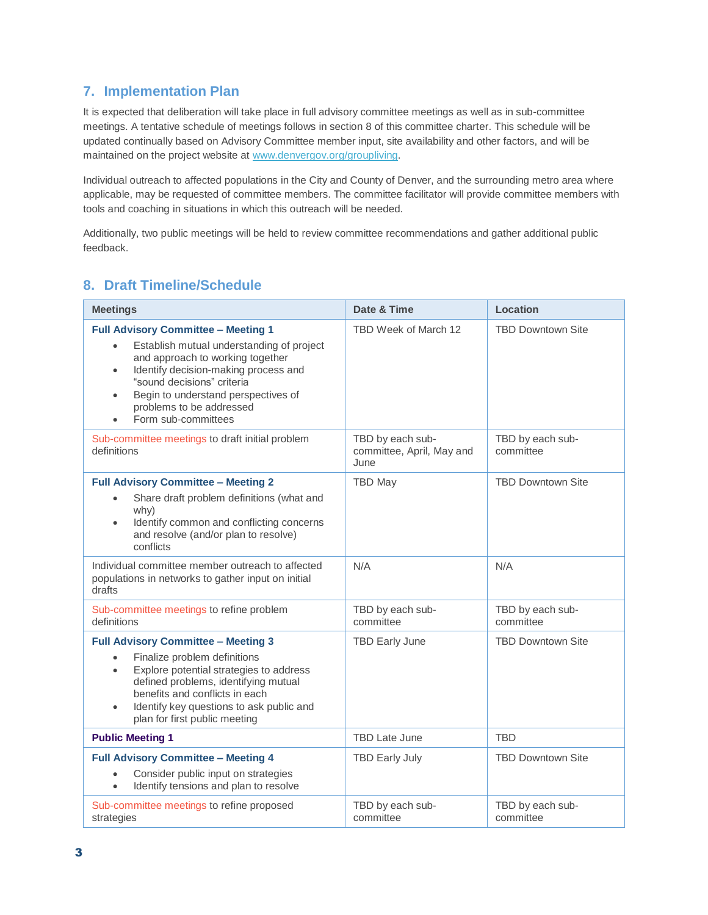## 7. Implementation Plan

It is expected that deliberation will take place in full advisory committee meetings as well as in sub-committee meetings. A tentative schedule of meetings follows in section 8 of this committee charter. This schedule will be updated continually based on Advisory Committee member input, site availability and other factors, and will be maintained on the project website at [www.denvergov.org/groupliving](http://www.denvergov.org/groupliving).

Individual outreach to affected populations in the City and County of Denver, and the surrounding metro area where applicable, may be requested of committee members. The committee facilitator will provide committee members with tools and coaching in situations in which this outreach will be needed.

Additionally, two public meetings will be held to review committee recommendations and gather additional public feedback.

## 8. Draft Timeline/Schedule

| Meetings | Date & Time | Location |
|---|---|---|
| **Full Advisory Committee – Meeting 1**<br>• Establish mutual understanding of project and approach to working together<br>• Identify decision-making process and "sound decisions" criteria<br>• Begin to understand perspectives of problems to be addressed<br>• Form sub-committees | TBD Week of March 12 | TBD Downtown Site |
| Sub-committee meetings to draft initial problem definitions | TBD by each sub-committee, April, May and June | TBD by each sub-committee |
| **Full Advisory Committee – Meeting 2**<br>• Share draft problem definitions (what and why)<br>• Identify common and conflicting concerns and resolve (and/or plan to resolve) conflicts | TBD May | TBD Downtown Site |
| Individual committee member outreach to affected populations in networks to gather input on initial drafts | N/A | N/A |
| Sub-committee meetings to refine problem definitions | TBD by each sub-committee | TBD by each sub-committee |
| **Full Advisory Committee – Meeting 3**<br>• Finalize problem definitions<br>• Explore potential strategies to address defined problems, identifying mutual benefits and conflicts in each<br>• Identify key questions to ask public and plan for first public meeting | TBD Early June | TBD Downtown Site |
| **Public Meeting 1** | TBD Late June | TBD |
| **Full Advisory Committee – Meeting 4**<br>• Consider public input on strategies<br>• Identify tensions and plan to resolve | TBD Early July | TBD Downtown Site |
| Sub-committee meetings to refine proposed strategies | TBD by each sub-committee | TBD by each sub-committee |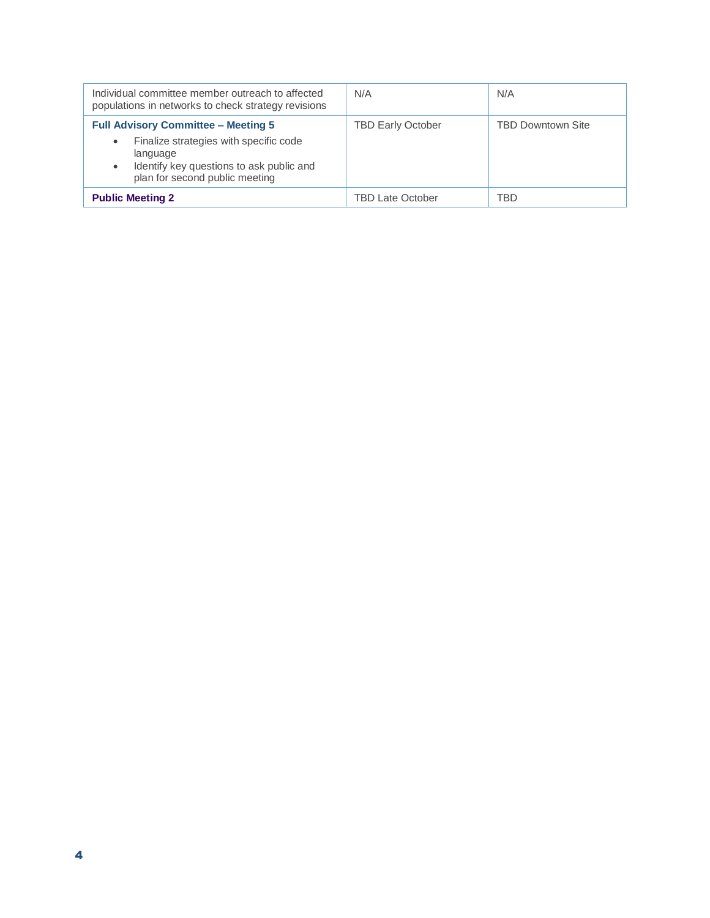| | | |
|---|---|---|
| Individual committee member outreach to affected populations in networks to check strategy revisions | N/A | N/A |
| **Full Advisory Committee – Meeting 5**<br>• Finalize strategies with specific code language<br>• Identify key questions to ask public and plan for second public meeting | TBD Early October | TBD Downtown Site |
| **Public Meeting 2** | TBD Late October | TBD |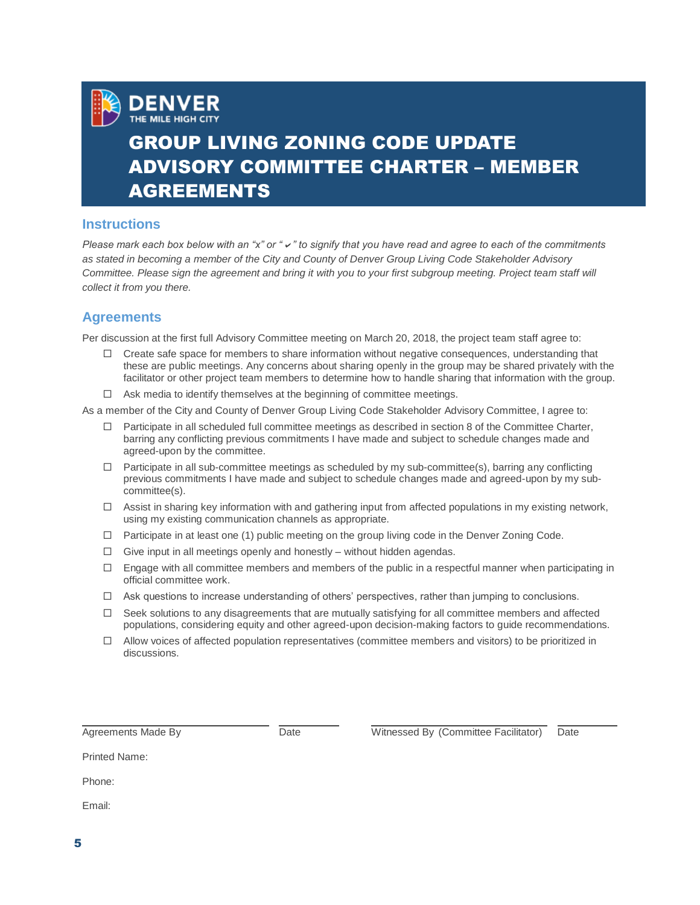DENVER
THE MILE HIGH CITY

# GROUP LIVING ZONING CODE UPDATE ADVISORY COMMITTEE CHARTER – MEMBER AGREEMENTS

## Instructions

*Please mark each box below with an "x" or "✔" to signify that you have read and agree to each of the commitments as stated in becoming a member of the City and County of Denver Group Living Code Stakeholder Advisory Committee. Please sign the agreement and bring it with you to your first subgroup meeting. Project team staff will collect it from you there.*

## Agreements

Per discussion at the first full Advisory Committee meeting on March 20, 2018, the project team staff agree to:

- ☐ Create safe space for members to share information without negative consequences, understanding that these are public meetings. Any concerns about sharing openly in the group may be shared privately with the facilitator or other project team members to determine how to handle sharing that information with the group.
- ☐ Ask media to identify themselves at the beginning of committee meetings.

As a member of the City and County of Denver Group Living Code Stakeholder Advisory Committee, I agree to:

- ☐ Participate in all scheduled full committee meetings as described in section 8 of the Committee Charter, barring any conflicting previous commitments I have made and subject to schedule changes made and agreed-upon by the committee.
- ☐ Participate in all sub-committee meetings as scheduled by my sub-committee(s), barring any conflicting previous commitments I have made and subject to schedule changes made and agreed-upon by my sub-committee(s).
- ☐ Assist in sharing key information with and gathering input from affected populations in my existing network, using my existing communication channels as appropriate.
- ☐ Participate in at least one (1) public meeting on the group living code in the Denver Zoning Code.
- ☐ Give input in all meetings openly and honestly – without hidden agendas.
- ☐ Engage with all committee members and members of the public in a respectful manner when participating in official committee work.
- ☐ Ask questions to increase understanding of others' perspectives, rather than jumping to conclusions.
- ☐ Seek solutions to any disagreements that are mutually satisfying for all committee members and affected populations, considering equity and other agreed-upon decision-making factors to guide recommendations.
- ☐ Allow voices of affected population representatives (committee members and visitors) to be prioritized in discussions.

| | | | |
|---|---|---|---|
| \_\_\_\_\_\_\_\_\_\_\_\_\_\_\_\_\_\_\_\_ | \_\_\_\_\_\_\_\_ | \_\_\_\_\_\_\_\_\_\_\_\_\_\_\_\_\_\_\_\_ | \_\_\_\_\_\_\_\_ |
| Agreements Made By | Date | Witnessed By (Committee Facilitator) | Date |

Printed Name:

Phone:

Email: